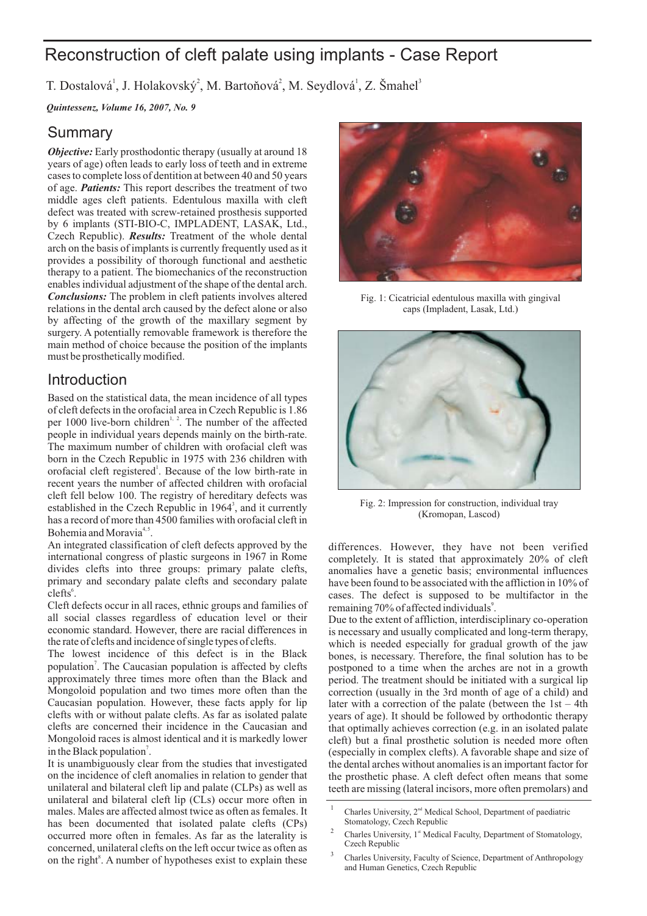# Reconstruction of cleft palate using implants - Case Report

T. Dostalová[1], J. Holakovský[2], M. Bartoňová[2], M. Seydlová[1], Z. Šmahel[3]

***Quintessenz, Volume 16, 2007, No. 9***

## Summary

***Objective:*** Early prosthodontic therapy (usually at around 18 years of age) often leads to early loss of teeth and in extreme cases to complete loss of dentition at between 40 and 50 years of age. ***Patients:*** This report describes the treatment of two middle ages cleft patients. Edentulous maxilla with cleft defect was treated with screw-retained prosthesis supported by 6 implants (STI-BIO-C, IMPLADENT, LASAK, Ltd., Czech Republic). ***Results:*** Treatment of the whole dental arch on the basis of implants is currently frequently used as it provides a possibility of thorough functional and aesthetic therapy to a patient. The biomechanics of the reconstruction enables individual adjustment of the shape of the dental arch. ***Conclusions:*** The problem in cleft patients involves altered relations in the dental arch caused by the defect alone or also by affecting of the growth of the maxillary segment by surgery. A potentially removable framework is therefore the main method of choice because the position of the implants must be prosthetically modified.

## Introduction

Based on the statistical data, the mean incidence of all types of cleft defects in the orofacial area in Czech Republic is 1.86 per 1000 live-born children[1, 2]. The number of the affected people in individual years depends mainly on the birth-rate. The maximum number of children with orofacial cleft was born in the Czech Republic in 1975 with 236 children with orofacial cleft registered[1]. Because of the low birth-rate in recent years the number of affected children with orofacial cleft fell below 100. The registry of hereditary defects was established in the Czech Republic in 1964[3], and it currently has a record of more than 4500 families with orofacial cleft in Bohemia and Moravia[4, 5].

An integrated classification of cleft defects approved by the international congress of plastic surgeons in 1967 in Rome divides clefts into three groups: primary palate clefts, primary and secondary palate clefts and secondary palate clefts[6].

Cleft defects occur in all races, ethnic groups and families of all social classes regardless of education level or their economic standard. However, there are racial differences in the rate of clefts and incidence of single types of clefts.

The lowest incidence of this defect is in the Black population[7]. The Caucasian population is affected by clefts approximately three times more often than the Black and Mongoloid population and two times more often than the Caucasian population. However, these facts apply for lip clefts with or without palate clefts. As far as isolated palate clefts are concerned their incidence in the Caucasian and Mongoloid races is almost identical and it is markedly lower in the Black population[7].

It is unambiguously clear from the studies that investigated on the incidence of cleft anomalies in relation to gender that unilateral and bilateral cleft lip and palate (CLPs) as well as unilateral and bilateral cleft lip (CLs) occur more often in males. Males are affected almost twice as often as females. It has been documented that isolated palate clefts (CPs) occurred more often in females. As far as the laterality is concerned, unilateral clefts on the left occur twice as often as on the right[8]. A number of hypotheses exist to explain these differences. However, they have not been verified completely. It is stated that approximately 20% of cleft anomalies have a genetic basis; environmental influences have been found to be associated with the affliction in 10% of cases. The defect is supposed to be multifactor in the remaining 70% of affected individuals[9].

Fig. 1: Cicatricial edentulous maxilla with gingival caps (Impladent, Lasak, Ltd.)

Fig. 2: Impression for construction, individual tray (Kromopan, Lascod)

Due to the extent of affliction, interdisciplinary co-operation is necessary and usually complicated and long-term therapy, which is needed especially for gradual growth of the jaw bones, is necessary. Therefore, the final solution has to be postponed to a time when the arches are not in a growth period. The treatment should be initiated with a surgical lip correction (usually in the 3rd month of age of a child) and later with a correction of the palate (between the 1st – 4th years of age). It should be followed by orthodontic therapy that optimally achieves correction (e.g. in an isolated palate cleft) but a final prosthetic solution is needed more often (especially in complex clefts). A favorable shape and size of the dental arches without anomalies is an important factor for the prosthetic phase. A cleft defect often means that some teeth are missing (lateral incisors, more often premolars) and

---

[1] Charles University, 2nd Medical School, Department of paediatric Stomatology, Czech Republic

[2] Charles University, 1st Medical Faculty, Department of Stomatology, Czech Republic

[3] Charles University, Faculty of Science, Department of Anthropology and Human Genetics, Czech Republic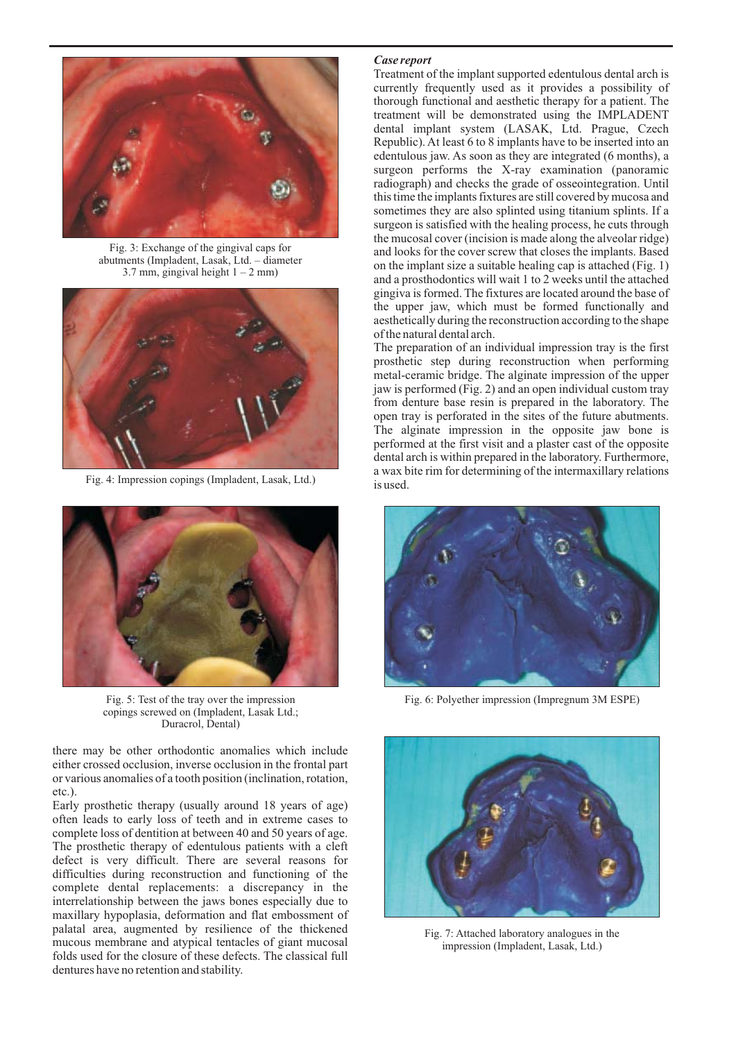Fig. 3: Exchange of the gingival caps for abutments (Impladent, Lasak, Ltd. – diameter 3.7 mm, gingival height 1 – 2 mm)

Fig. 4: Impression copings (Impladent, Lasak, Ltd.)

Fig. 5: Test of the tray over the impression copings screwed on (Impladent, Lasak Ltd.; Duracrol, Dental)

there may be other orthodontic anomalies which include either crossed occlusion, inverse occlusion in the frontal part or various anomalies of a tooth position (inclination, rotation, etc.).

Early prosthetic therapy (usually around 18 years of age) often leads to early loss of teeth and in extreme cases to complete loss of dentition at between 40 and 50 years of age. The prosthetic therapy of edentulous patients with a cleft defect is very difficult. There are several reasons for difficulties during reconstruction and functioning of the complete dental replacements: a discrepancy in the interrelationship between the jaws bones especially due to maxillary hypoplasia, deformation and flat embossment of palatal area, augmented by resilience of the thickened mucous membrane and atypical tentacles of giant mucosal folds used for the closure of these defects. The classical full dentures have no retention and stability.

***Case report***

Treatment of the implant supported edentulous dental arch is currently frequently used as it provides a possibility of thorough functional and aesthetic therapy for a patient. The treatment will be demonstrated using the IMPLADENT dental implant system (LASAK, Ltd. Prague, Czech Republic). At least 6 to 8 implants have to be inserted into an edentulous jaw. As soon as they are integrated (6 months), a surgeon performs the X-ray examination (panoramic radiograph) and checks the grade of osseointegration. Until this time the implants fixtures are still covered by mucosa and sometimes they are also splinted using titanium splints. If a surgeon is satisfied with the healing process, he cuts through the mucosal cover (incision is made along the alveolar ridge) and looks for the cover screw that closes the implants. Based on the implant size a suitable healing cap is attached (Fig. 1) and a prosthodontics will wait 1 to 2 weeks until the attached gingiva is formed. The fixtures are located around the base of the upper jaw, which must be formed functionally and aesthetically during the reconstruction according to the shape of the natural dental arch.

The preparation of an individual impression tray is the first prosthetic step during reconstruction when performing metal-ceramic bridge. The alginate impression of the upper jaw is performed (Fig. 2) and an open individual custom tray from denture base resin is prepared in the laboratory. The open tray is perforated in the sites of the future abutments. The alginate impression in the opposite jaw bone is performed at the first visit and a plaster cast of the opposite dental arch is within prepared in the laboratory. Furthermore, a wax bite rim for determining of the intermaxillary relations is used.

Fig. 6: Polyether impression (Impregnum 3M ESPE)

Fig. 7: Attached laboratory analogues in the impression (Impladent, Lasak, Ltd.)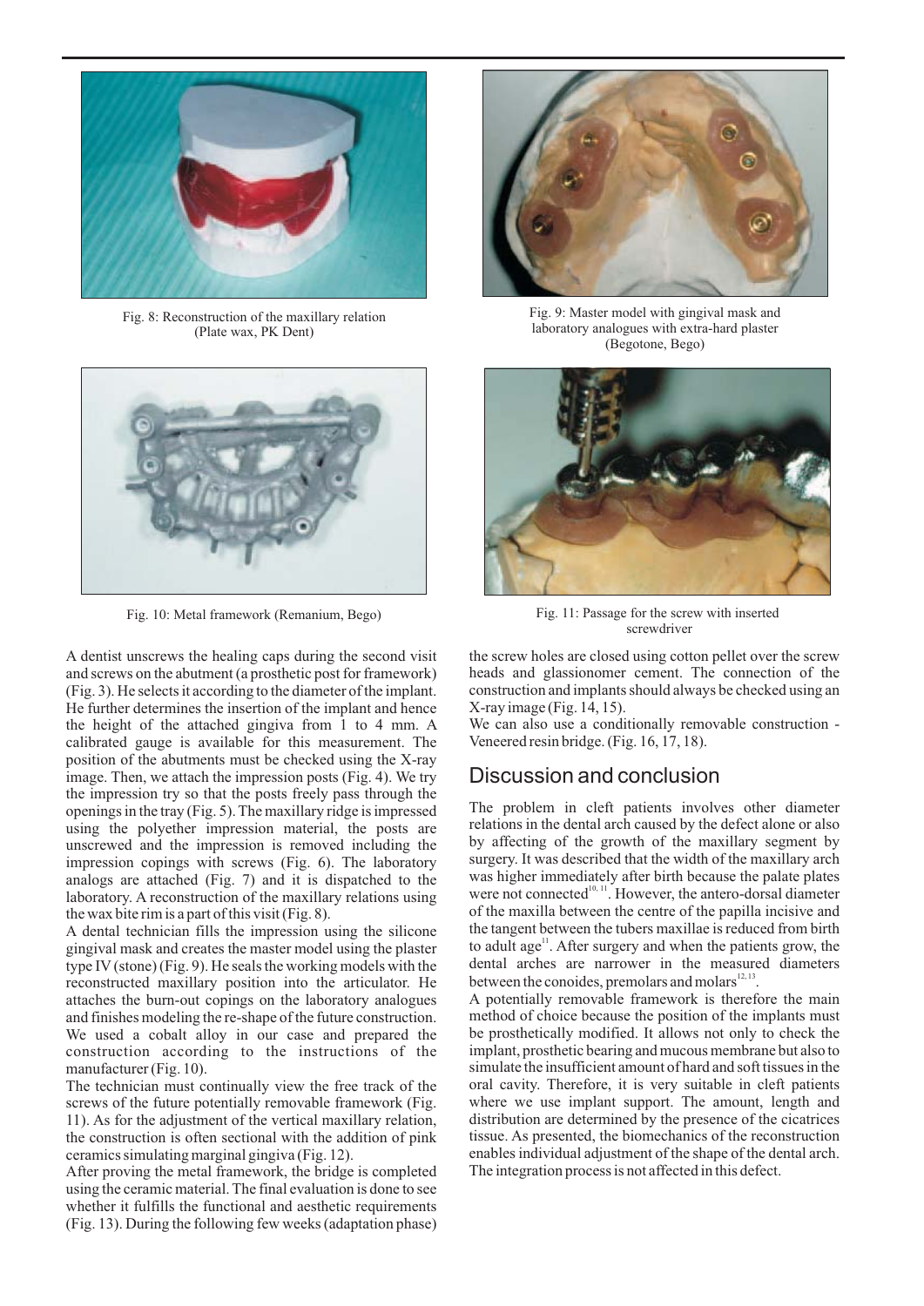Fig. 8: Reconstruction of the maxillary relation (Plate wax, PK Dent)

Fig. 9: Master model with gingival mask and laboratory analogues with extra-hard plaster (Begotone, Bego)

Fig. 10: Metal framework (Remanium, Bego)

Fig. 11: Passage for the screw with inserted screwdriver

A dentist unscrews the healing caps during the second visit and screws on the abutment (a prosthetic post for framework) (Fig. 3). He selects it according to the diameter of the implant. He further determines the insertion of the implant and hence the height of the attached gingiva from 1 to 4 mm. A calibrated gauge is available for this measurement. The position of the abutments must be checked using the X-ray image. Then, we attach the impression posts (Fig. 4). We try the impression try so that the posts freely pass through the openings in the tray (Fig. 5). The maxillary ridge is impressed using the polyether impression material, the posts are unscrewed and the impression is removed including the impression copings with screws (Fig. 6). The laboratory analogs are attached (Fig. 7) and it is dispatched to the laboratory. A reconstruction of the maxillary relations using the wax bite rim is a part of this visit (Fig. 8).

A dental technician fills the impression using the silicone gingival mask and creates the master model using the plaster type IV (stone) (Fig. 9). He seals the working models with the reconstructed maxillary position into the articulator. He attaches the burn-out copings on the laboratory analogues and finishes modeling the re-shape of the future construction. We used a cobalt alloy in our case and prepared the construction according to the instructions of the manufacturer (Fig. 10).

The technician must continually view the free track of the screws of the future potentially removable framework (Fig. 11). As for the adjustment of the vertical maxillary relation, the construction is often sectional with the addition of pink ceramics simulating marginal gingiva (Fig. 12).

After proving the metal framework, the bridge is completed using the ceramic material. The final evaluation is done to see whether it fulfills the functional and aesthetic requirements (Fig. 13). During the following few weeks (adaptation phase) the screw holes are closed using cotton pellet over the screw heads and glassionomer cement. The connection of the construction and implants should always be checked using an X-ray image (Fig. 14, 15).

We can also use a conditionally removable construction - Veneered resin bridge. (Fig. 16, 17, 18).

## Discussion and conclusion

The problem in cleft patients involves other diameter relations in the dental arch caused by the defect alone or also by affecting of the growth of the maxillary segment by surgery. It was described that the width of the maxillary arch was higher immediately after birth because the palate plates were not connected[10, 11]. However, the antero-dorsal diameter of the maxilla between the centre of the papilla incisive and the tangent between the tubers maxillae is reduced from birth to adult age[11]. After surgery and when the patients grow, the dental arches are narrower in the measured diameters between the conoides, premolars and molars[12, 13].

A potentially removable framework is therefore the main method of choice because the position of the implants must be prosthetically modified. It allows not only to check the implant, prosthetic bearing and mucous membrane but also to simulate the insufficient amount of hard and soft tissues in the oral cavity. Therefore, it is very suitable in cleft patients where we use implant support. The amount, length and distribution are determined by the presence of the cicatrices tissue. As presented, the biomechanics of the reconstruction enables individual adjustment of the shape of the dental arch. The integration process is not affected in this defect.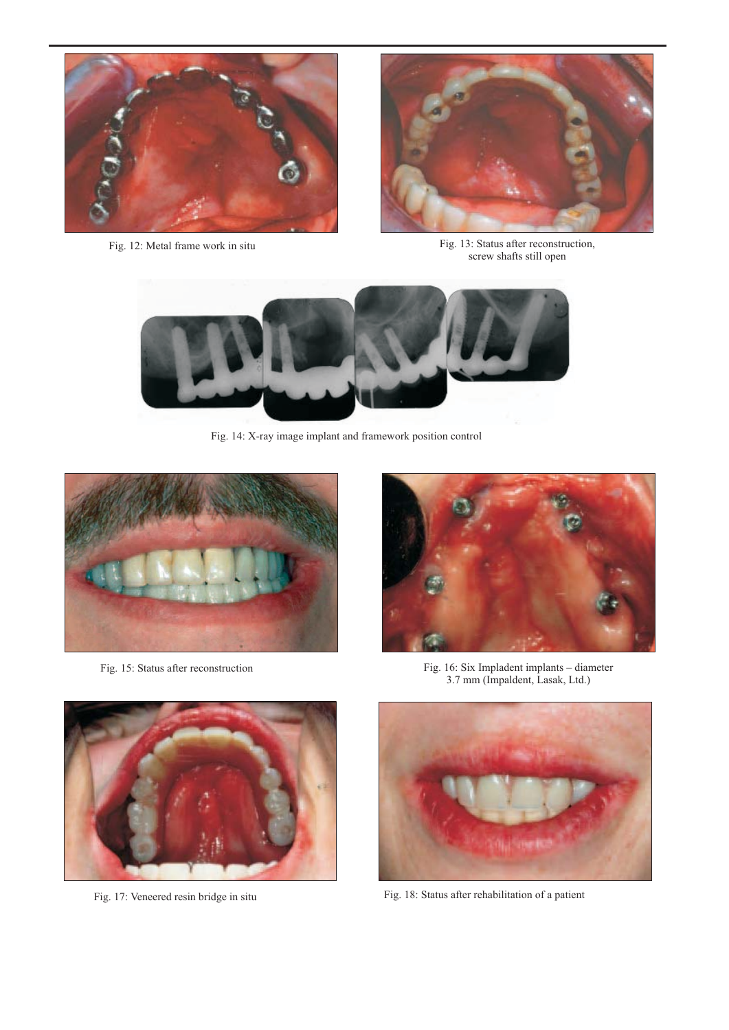Fig. 12: Metal frame work in situ

Fig. 13: Status after reconstruction, screw shafts still open

Fig. 14: X-ray image implant and framework position control

Fig. 15: Status after reconstruction

Fig. 16: Six Impladent implants – diameter 3.7 mm (Impaldent, Lasak, Ltd.)

Fig. 17: Veneered resin bridge in situ

Fig. 18: Status after rehabilitation of a patient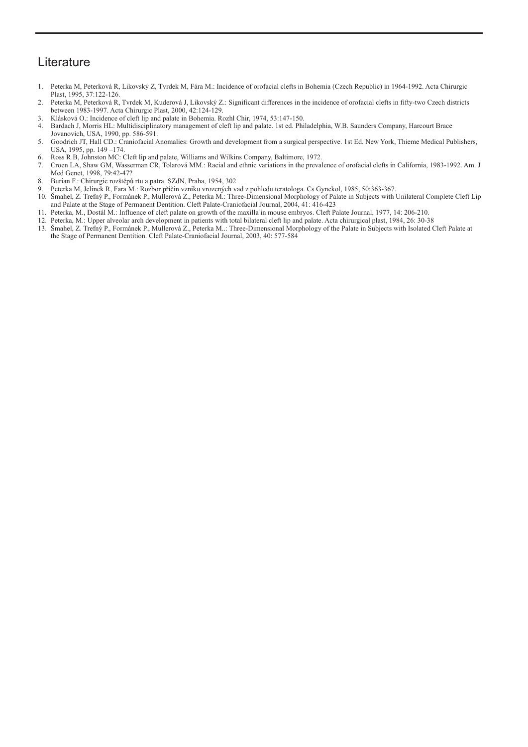## Literature

1. Peterka M, Peterková R, Likovský Z, Tvrdek M, Fára M.: Incidence of orofacial clefts in Bohemia (Czech Republic) in 1964-1992. Acta Chirurgic Plast, 1995, 37:122-126.
2. Peterka M, Peterková R, Tvrdek M, Kuderová J, Likovský Z.: Significant differences in the incidence of orofacial clefts in fifty-two Czech districts between 1983-1997. Acta Chirurgic Plast, 2000, 42:124-129.
3. Klásková O.: Incidence of cleft lip and palate in Bohemia. Rozhl Chir, 1974, 53:147-150.
4. Bardach J, Morris HL: Multidisciplinatory management of cleft lip and palate. 1st ed. Philadelphia, W.B. Saunders Company, Harcourt Brace Jovanovich, USA, 1990, pp. 586-591.
5. Goodrich JT, Hall CD.: Craniofacial Anomalies: Growth and development from a surgical perspective. 1st Ed. New York, Thieme Medical Publishers, USA, 1995, pp. 149 –174.
6. Ross R.B, Johnston MC: Cleft lip and palate, Williams and Wilkins Company, Baltimore, 1972.
7. Croen LA, Shaw GM, Wasserman CR, Tolarová MM.: Racial and ethnic variations in the prevalence of orofacial clefts in California, 1983-1992. Am. J Med Genet, 1998, 79:42-47?
8. Burian F.: Chirurgie rozštěpů rtu a patra. SZdN, Praha, 1954, 302
9. Peterka M, Jelinek R, Fara M.: Rozbor příčin vzniku vrozených vad z pohledu teratologa. Cs Gynekol, 1985, 50:363-367.
10. Šmahel, Z. Trefný P., Formánek P., Mullerová Z., Peterka M.: Three-Dimensional Morphology of Palate in Subjects with Unilateral Complete Cleft Lip and Palate at the Stage of Permanent Dentition. Cleft Palate-Craniofacial Journal, 2004, 41: 416-423
11. Peterka, M., Dostál M.: Influence of cleft palate on growth of the maxilla in mouse embryos. Cleft Palate Journal, 1977, 14: 206-210.
12. Peterka, M.: Upper alveolar arch development in patients with total bilateral cleft lip and palate. Acta chirurgical plast, 1984, 26: 30-38
13. Šmahel, Z. Trefný P., Formánek P., Mullerová Z., Peterka M..: Three-Dimensional Morphology of the Palate in Subjects with Isolated Cleft Palate at the Stage of Permanent Dentition. Cleft Palate-Craniofacial Journal, 2003, 40: 577-584